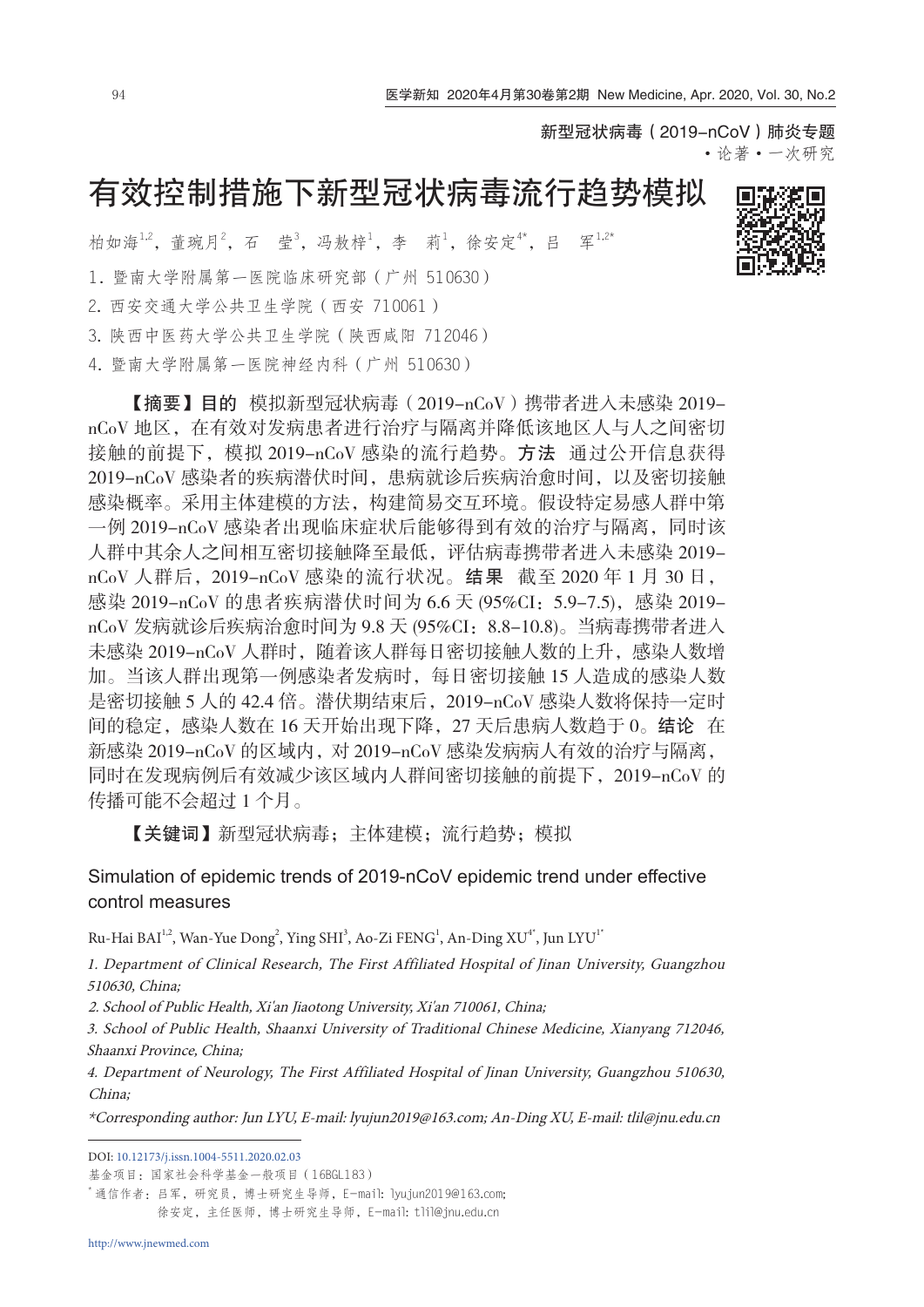新型冠状病毒（2019-nCoV）肺炎专题

• 论著 • 一次研究

# 有效控制措施下新型冠状病毒流行趋势模拟

柏如海[1,2]，董琬月[2]，石　莹[3]，冯敖梓[1]，李　莉[1]，徐安定[4*]，吕　军[1,2*]

1. 暨南大学附属第一医院临床研究部（广州 510630）
2. 西安交通大学公共卫生学院（西安 710061）
3. 陕西中医药大学公共卫生学院（陕西咸阳 712046）
4. 暨南大学附属第一医院神经内科（广州 510630）

**【摘要】目的** 模拟新型冠状病毒（2019-nCoV）携带者进入未感染 2019-nCoV 地区，在有效对发病患者进行治疗与隔离并降低该地区人与人之间密切接触的前提下，模拟 2019-nCoV 感染的流行趋势。**方法** 通过公开信息获得 2019-nCoV 感染者的疾病潜伏时间，患病就诊后疾病治愈时间，以及密切接触感染概率。采用主体建模的方法，构建简易交互环境。假设特定易感人群中第一例 2019-nCoV 感染者出现临床症状后能够得到有效的治疗与隔离，同时该人群中其余人之间相互密切接触降至最低，评估病毒携带者进入未感染 2019-nCoV 人群后，2019-nCoV 感染的流行状况。**结果** 截至 2020 年 1 月 30 日，感染 2019-nCoV 的患者疾病潜伏时间为 6.6 天 (95%CI：5.9–7.5)，感染 2019-nCoV 发病就诊后疾病治愈时间为 9.8 天 (95%CI：8.8–10.8)。当病毒携带者进入未感染 2019-nCoV 人群时，随着该人群每日密切接触人数的上升，感染人数增加。当该人群出现第一例感染者发病时，每日密切接触 15 人造成的感染人数是密切接触 5 人的 42.4 倍。潜伏期结束后，2019-nCoV 感染人数将保持一定时间的稳定，感染人数在 16 天开始出现下降，27 天后患病人数趋于 0。**结论** 在新感染 2019-nCoV 的区域内，对 2019-nCoV 感染发病病人有效的治疗与隔离，同时在发现病例后有效减少该区域内人群间密切接触的前提下，2019-nCoV 的传播可能不会超过 1 个月。

**【关键词】**新型冠状病毒；主体建模；流行趋势；模拟

## Simulation of epidemic trends of 2019-nCoV epidemic trend under effective control measures

Ru-Hai BAI[1,2], Wan-Yue Dong[2], Ying SHI[3], Ao-Zi FENG[1], An-Ding XU[4*], Jun LYU[1*]

*1. Department of Clinical Research, The First Affiliated Hospital of Jinan University, Guangzhou 510630, China;*

*2. School of Public Health, Xi'an Jiaotong University, Xi'an 710061, China;*

*3. School of Public Health, Shaanxi University of Traditional Chinese Medicine, Xianyang 712046, Shaanxi Province, China;*

*4. Department of Neurology, The First Affiliated Hospital of Jinan University, Guangzhou 510630, China;*

*\*Corresponding author: Jun LYU, E-mail: lyujun2019@163.com; An-Ding XU, E-mail: tlil@jnu.edu.cn*

---

DOI: 10.12173/j.issn.1004-5511.2020.02.03

基金项目：国家社会科学基金一般项目（16BGL183）

\* 通信作者：吕军，研究员，博士研究生导师，E-mail: lyujun2019@163.com;
徐安定，主任医师，博士研究生导师，E-mail: tlil@jnu.edu.cn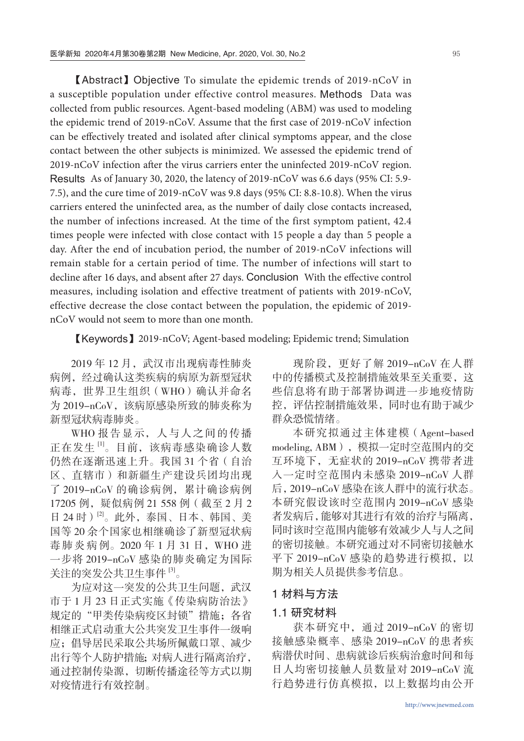【Abstract】Objective To simulate the epidemic trends of 2019-nCoV in a susceptible population under effective control measures. Methods Data was collected from public resources. Agent-based modeling (ABM) was used to modeling the epidemic trend of 2019-nCoV. Assume that the first case of 2019-nCoV infection can be effectively treated and isolated after clinical symptoms appear, and the close contact between the other subjects is minimized. We assessed the epidemic trend of 2019-nCoV infection after the virus carriers enter the uninfected 2019-nCoV region. Results As of January 30, 2020, the latency of 2019-nCoV was 6.6 days (95% CI: 5.9-7.5), and the cure time of 2019-nCoV was 9.8 days (95% CI: 8.8-10.8). When the virus carriers entered the uninfected area, as the number of daily close contacts increased, the number of infections increased. At the time of the first symptom patient, 42.4 times people were infected with close contact with 15 people a day than 5 people a day. After the end of incubation period, the number of 2019-nCoV infections will remain stable for a certain period of time. The number of infections will start to decline after 16 days, and absent after 27 days. Conclusion With the effective control measures, including isolation and effective treatment of patients with 2019-nCoV, effective decrease the close contact between the population, the epidemic of 2019-nCoV would not seem to more than one month.

【Keywords】2019-nCoV; Agent-based modeling; Epidemic trend; Simulation

2019 年 12 月，武汉市出现病毒性肺炎病例，经过确认这类疾病的病原为新型冠状病毒，世界卫生组织（WHO）确认并命名为 2019-nCoV，该病原感染所致的肺炎称为新型冠状病毒肺炎。

WHO 报告显示，人与人之间的传播正在发生 [1]。目前，该病毒感染确诊人数仍然在逐渐迅速上升。我国 31 个省（自治区、直辖市）和新疆生产建设兵团均出现了 2019-nCoV 的确诊病例，累计确诊病例 17205 例，疑似病例 21 558 例（截至 2 月 2 日 24 时）[2]。此外，泰国、日本、韩国、美国等 20 余个国家也相继确诊了新型冠状病毒肺炎病例。2020 年 1 月 31 日，WHO 进一步将 2019-nCoV 感染的肺炎确定为国际关注的突发公共卫生事件 [3]。

为应对这一突发的公共卫生问题，武汉市于 1 月 23 日正式实施《传染病防治法》规定的"甲类传染病疫区封锁"措施；各省相继正式启动重大公共突发卫生事件一级响应；倡导居民采取公共场所佩戴口罩、减少出行等个人防护措施；对病人进行隔离治疗，通过控制传染源，切断传播途径等方式以期对疫情进行有效控制。

现阶段，更好了解 2019-nCoV 在人群中的传播模式及控制措施效果至关重要，这些信息将有助于部署协调进一步地疫情防控，评估控制措施效果，同时也有助于减少群众恐慌情绪。

本研究拟通过主体建模（Agent-based modeling, ABM），模拟一定时空范围内的交互环境下，无症状的 2019-nCoV 携带者进入一定时空范围内未感染 2019-nCoV 人群后，2019-nCoV 感染在该人群中的流行状态。本研究假设该时空范围内 2019-nCoV 感染者发病后，能够对其进行有效的治疗与隔离，同时该时空范围内能够有效减少人与人之间的密切接触。本研究通过对不同密切接触水平下 2019-nCoV 感染的趋势进行模拟，以期为相关人员提供参考信息。

## 1 材料与方法

### 1.1 研究材料

获本研究中，通过 2019-nCoV 的密切接触感染概率、感染 2019-nCoV 的患者疾病潜伏时间、患病就诊后疾病治愈时间和每日人均密切接触人员数量对 2019-nCoV 流行趋势进行仿真模拟，以上数据均由公开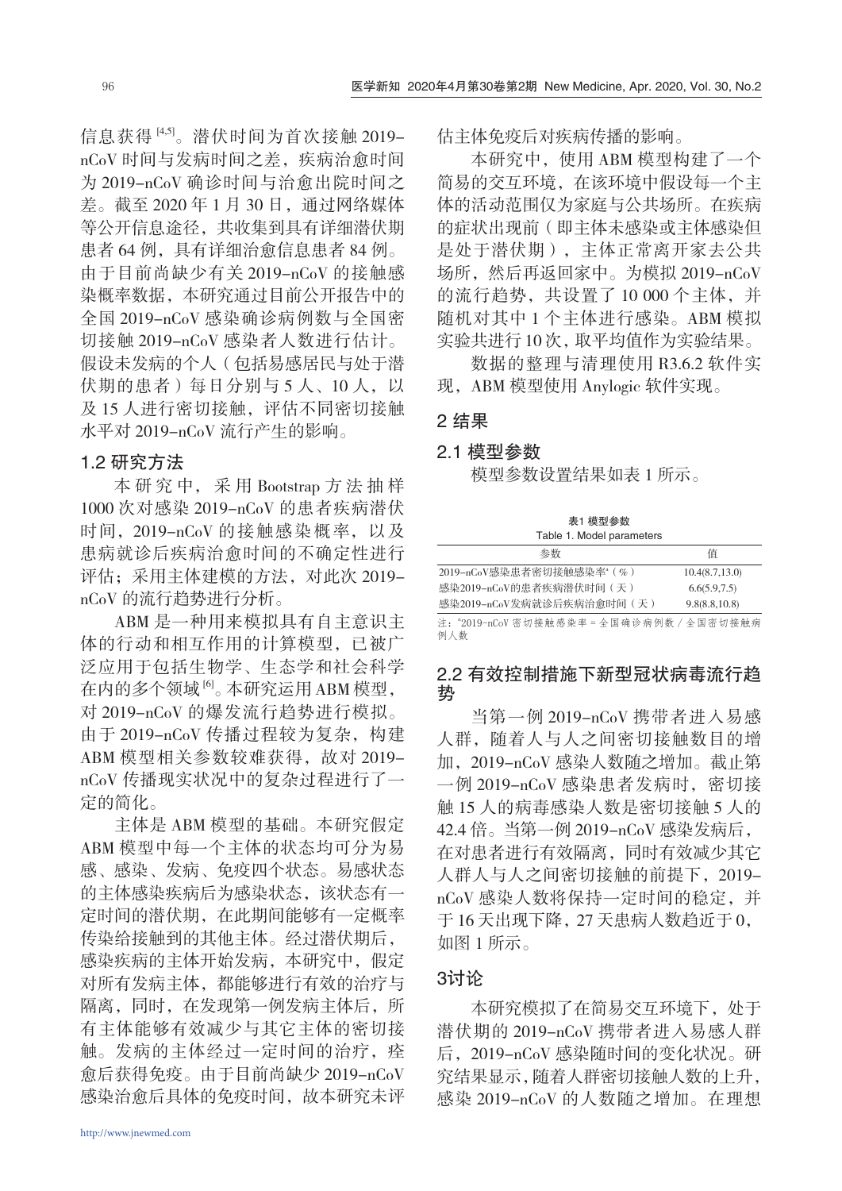信息获得[4,5]。潜伏时间为首次接触 2019-nCoV 时间与发病时间之差，疾病治愈时间为 2019-nCoV 确诊时间与治愈出院时间之差。截至 2020 年 1 月 30 日，通过网络媒体等公开信息途径，共收集到具有详细潜伏期患者 64 例，具有详细治愈信息患者 84 例。由于目前尚缺少有关 2019-nCoV 的接触感染概率数据，本研究通过目前公开报告中的全国 2019-nCoV 感染确诊病例数与全国密切接触 2019-nCoV 感染者人数进行估计。假设未发病的个人（包括易感居民与处于潜伏期的患者）每日分别与 5 人、10 人，以及 15 人进行密切接触，评估不同密切接触水平对 2019-nCoV 流行产生的影响。

### 1.2 研究方法

本研究中，采用 Bootstrap 方法抽样 1000 次对感染 2019-nCoV 的患者疾病潜伏时间，2019-nCoV 的接触感染概率，以及患病就诊后疾病治愈时间的不确定性进行评估；采用主体建模的方法，对此次 2019-nCoV 的流行趋势进行分析。

ABM 是一种用来模拟具有自主意识主体的行动和相互作用的计算模型，已被广泛应用于包括生物学、生态学和社会科学在内的多个领域[6]。本研究运用 ABM 模型，对 2019-nCoV 的爆发流行趋势进行模拟。由于 2019-nCoV 传播过程较为复杂，构建 ABM 模型相关参数较难获得，故对 2019-nCoV 传播现实状况中的复杂过程进行了一定的简化。

主体是 ABM 模型的基础。本研究假定 ABM 模型中每一个主体的状态均可分为易感、感染、发病、免疫四个状态。易感状态的主体感染疾病后为感染状态，该状态有一定时间的潜伏期，在此期间能够有一定概率传染给接触到的其他主体。经过潜伏期后，感染疾病的主体开始发病，本研究中，假定对所有发病主体，都能够进行有效的治疗与隔离，同时，在发现第一例发病主体后，所有主体能够有效减少与其它主体的密切接触。发病的主体经过一定时间的治疗，痊愈后获得免疫。由于目前尚缺少 2019-nCoV 感染治愈后具体的免疫时间，故本研究未评估主体免疫后对疾病传播的影响。

本研究中，使用 ABM 模型构建了一个简易的交互环境，在该环境中假设每一个主体的活动范围仅为家庭与公共场所。在疾病的症状出现前（即主体未感染或主体感染但是处于潜伏期），主体正常离开家去公共场所，然后再返回家中。为模拟 2019-nCoV 的流行趋势，共设置了 10 000 个主体，并随机对其中 1 个主体进行感染。ABM 模拟实验共进行 10 次，取平均值作为实验结果。

数据的整理与清理使用 R3.6.2 软件实现，ABM 模型使用 Anylogic 软件实现。

## 2 结果

### 2.1 模型参数

模型参数设置结果如表 1 所示。

表1 模型参数

Table 1. Model parameters

| 参数 | 值 |
|---|---|
| 2019-nCoV感染患者密切接触感染率[a]（%） | 10.4(8.7,13.0) |
| 感染2019-nCoV的患者疾病潜伏时间（天） | 6.6(5.9,7.5) |
| 感染2019-nCoV发病就诊后疾病治愈时间（天） | 9.8(8.8,10.8) |

注：[a]2019-nCoV 密切接触感染率 = 全国确诊病例数 / 全国密切接触病例人数

### 2.2 有效控制措施下新型冠状病毒流行趋势

当第一例 2019-nCoV 携带者进入易感人群，随着人与人之间密切接触数目的增加，2019-nCoV 感染人数随之增加。截止第一例 2019-nCoV 感染患者发病时，密切接触 15 人的病毒感染人数是密切接触 5 人的 42.4 倍。当第一例 2019-nCoV 感染发病后，在对患者进行有效隔离，同时有效减少其它人群人与人之间密切接触的前提下，2019-nCoV 感染人数将保持一定时间的稳定，并于 16 天出现下降，27 天患病人数趋近于 0，如图 1 所示。

## 3讨论

本研究模拟了在简易交互环境下，处于潜伏期的 2019-nCoV 携带者进入易感人群后，2019-nCoV 感染随时间的变化状况。研究结果显示，随着人群密切接触人数的上升，感染 2019-nCoV 的人数随之增加。在理想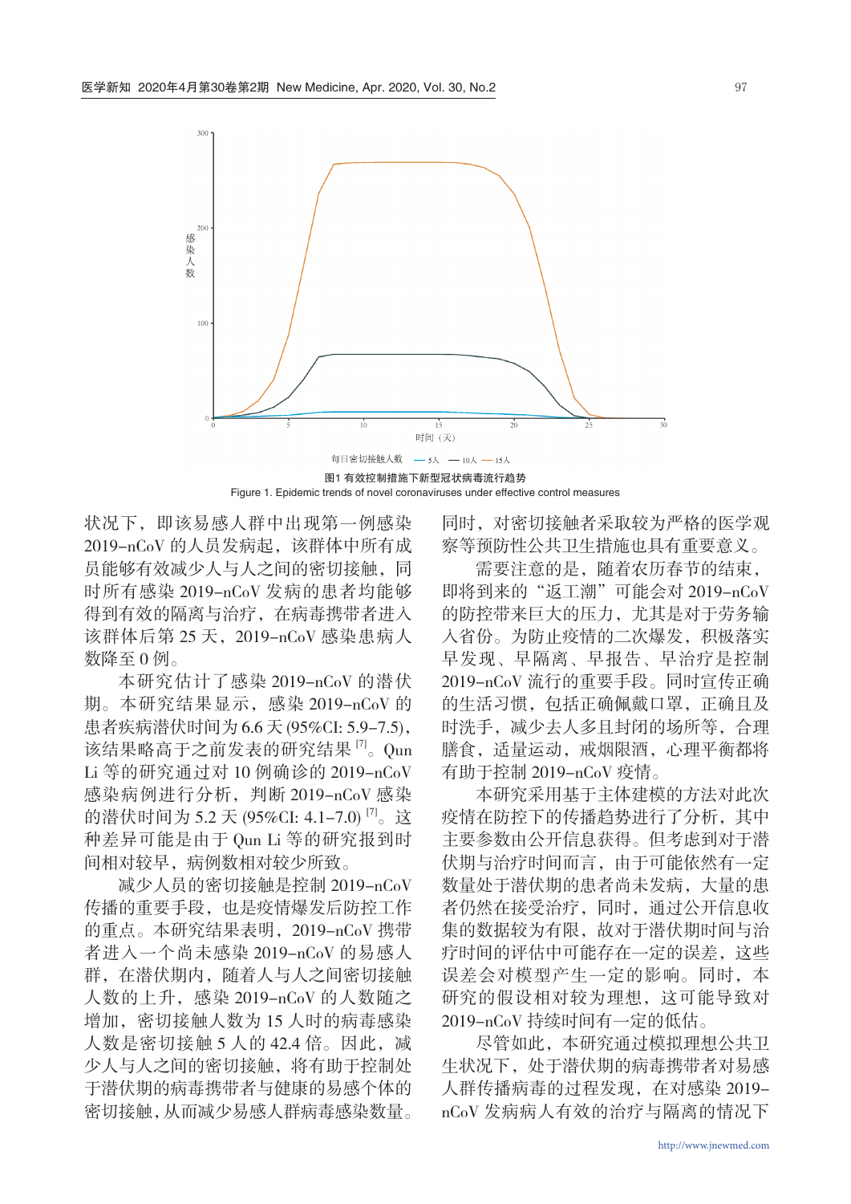图1 有效控制措施下新型冠状病毒流行趋势

Figure 1. Epidemic trends of novel coronaviruses under effective control measures

状况下，即该易感人群中出现第一例感染2019-nCoV的人员发病起，该群体中所有成员能够有效减少人与人之间的密切接触，同时所有感染2019-nCoV发病的患者均能够得到有效的隔离与治疗，在病毒携带者进入该群体后第25天，2019-nCoV感染患病人数降至0例。

本研究估计了感染2019-nCoV的潜伏期。本研究结果显示，感染2019-nCoV的患者疾病潜伏时间为6.6天(95%CI: 5.9–7.5)，该结果略高于之前发表的研究结果[7]。Qun Li等的研究通过对10例确诊的2019-nCoV感染病例进行分析，判断2019-nCoV感染的潜伏时间为5.2天(95%CI: 4.1–7.0)[7]。这种差异可能是由于Qun Li等的研究报到时间相对较早，病例数相对较少所致。

减少人员的密切接触是控制2019-nCoV传播的重要手段，也是疫情爆发后防控工作的重点。本研究结果表明，2019-nCoV携带者进入一个尚未感染2019-nCoV的易感人群，在潜伏期内，随着人与人之间密切接触人数的上升，感染2019-nCoV的人数随之增加，密切接触人数为15人时的病毒感染人数是密切接触5人的42.4倍。因此，减少人与人之间的密切接触，将有助于控制处于潜伏期的病毒携带者与健康的易感个体的密切接触，从而减少易感人群病毒感染数量。同时，对密切接触者采取较为严格的医学观察等预防性公共卫生措施也具有重要意义。

需要注意的是，随着农历春节的结束，即将到来的"返工潮"可能会对2019-nCoV的防控带来巨大的压力，尤其是对于劳务输入省份。为防止疫情的二次爆发，积极落实早发现、早隔离、早报告、早治疗是控制2019-nCoV流行的重要手段。同时宣传正确的生活习惯，包括正确佩戴口罩，正确且及时洗手，减少去人多且封闭的场所等，合理膳食，适量运动，戒烟限酒，心理平衡都将有助于控制2019-nCoV疫情。

本研究采用基于主体建模的方法对此次疫情在防控下的传播趋势进行了分析，其中主要参数由公开信息获得。但考虑到对于潜伏期与治疗时间而言，由于可能依然有一定数量处于潜伏期的患者尚未发病，大量的患者仍然在接受治疗，同时，通过公开信息收集的数据较为有限，故对于潜伏期时间与治疗时间的评估中可能存在一定的误差，这些误差会对模型产生一定的影响。同时，本研究的假设相对较为理想，这可能导致对2019-nCoV持续时间有一定的低估。

尽管如此，本研究通过模拟理想公共卫生状况下，处于潜伏期的病毒携带者对易感人群传播病毒的过程发现，在对感染2019-nCoV发病病人有效的治疗与隔离的情况下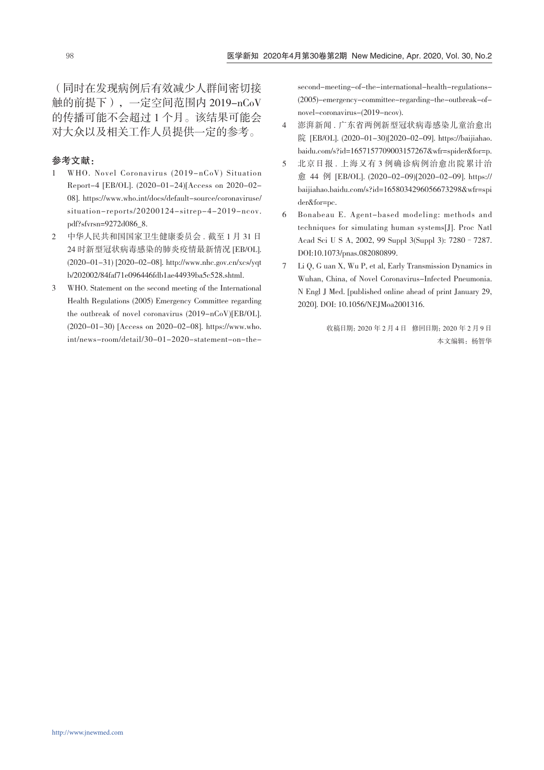（同时在发现病例后有效减少人群间密切接触的前提下），一定空间范围内 2019–nCoV 的传播可能不会超过 1 个月。该结果可能会对大众以及相关工作人员提供一定的参考。

**参考文献：**

1. WHO. Novel Coronavirus (2019–nCoV) Situation Report–4 [EB/OL]. (2020–01–24)[Access on 2020–02–08]. https://www.who.int/docs/default-source/coronaviruse/situation-reports/20200124-sitrep-4-2019-ncov.pdf?sfvrsn=9272d086_8.
2. 中华人民共和国国家卫生健康委员会 . 截至 1 月 31 日 24 时新型冠状病毒感染的肺炎疫情最新情况 [EB/OL]. (2020–01–31) [2020–02–08]. http://www.nhc.gov.cn/xcs/yqtb/202002/84faf71e096446fdb1ae44939ba5c528.shtml.
3. WHO. Statement on the second meeting of the International Health Regulations (2005) Emergency Committee regarding the outbreak of novel coronavirus (2019–nCoV)[EB/OL]. (2020–01–30) [Access on 2020–02–08]. https://www.who.int/news-room/detail/30-01-2020-statement-on-the-second-meeting-of-the-international-health-regulations-(2005)-emergency-committee-regarding-the-outbreak-of-novel-coronavirus-(2019-ncov).
4. 澎湃新闻 . 广东省两例新型冠状病毒感染儿童治愈出院 [EB/OL]. (2020–01–30)[2020–02–09]. https://baijiahao.baidu.com/s?id=1657157709003157267&wfr=spider&for=p.
5. 北京日报 . 上海又有 3 例确诊病例治愈出院累计治愈 44 例 [EB/OL]. (2020–02–09)[2020–02–09]. https://baijiahao.baidu.com/s?id=1658034296056673298&wfr=spider&for=pc.
6. Bonabeau E. Agent–based modeling: methods and techniques for simulating human systems[J]. Proc Natl Acad Sci U S A, 2002, 99 Suppl 3(Suppl 3): 7280–7287. DOI:10.1073/pnas.082080899.
7. Li Q, G uan X, Wu P, et al, Early Transmission Dynamics in Wuhan, China, of Novel Coronavirus–Infected Pneumonia. N Engl J Med. [published online ahead of print January 29, 2020]. DOI: 10.1056/NEJMoa2001316.

收稿日期：2020 年 2 月 4 日　修回日期：2020 年 2 月 9 日

本文编辑：杨智华